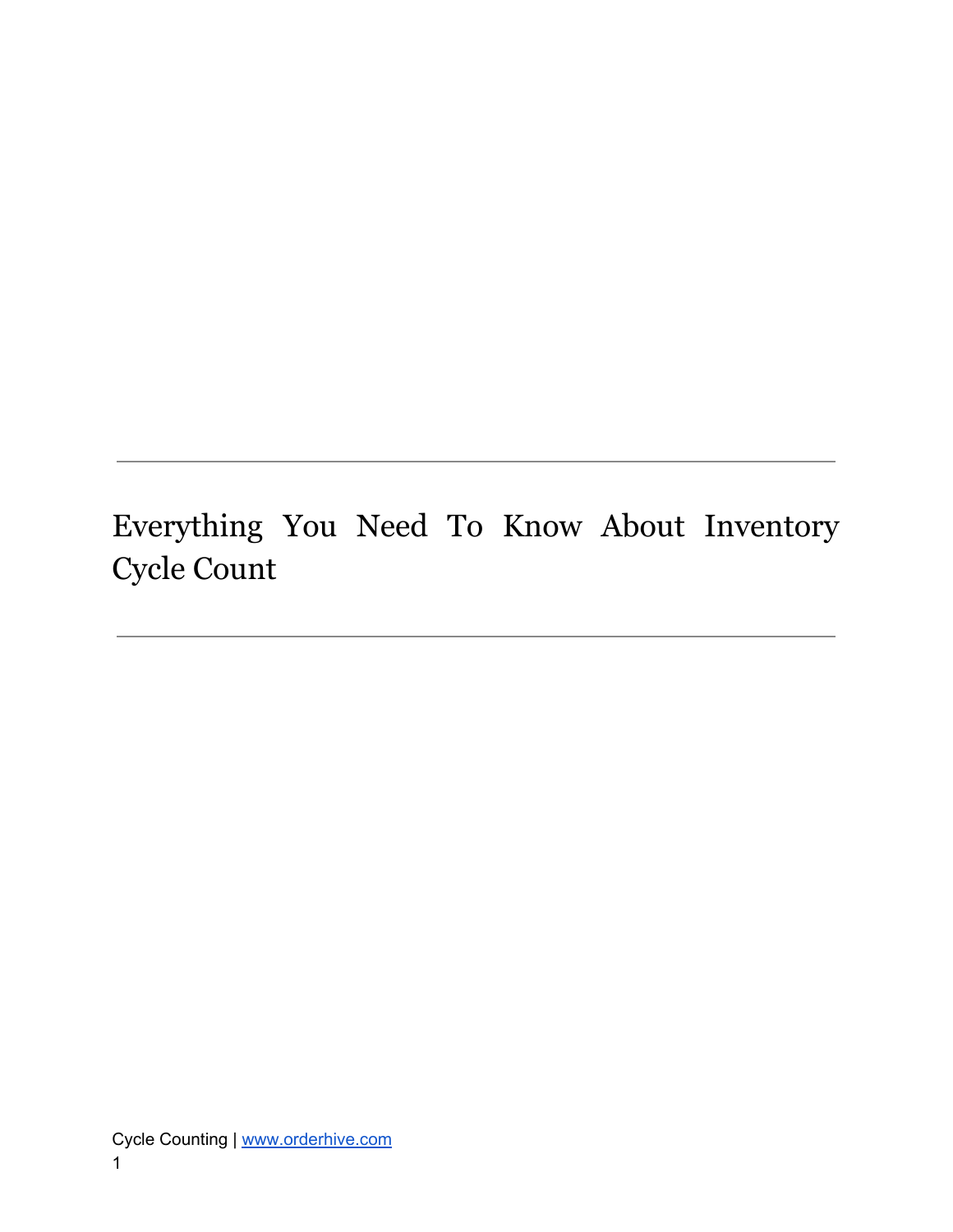# Everything You Need To Know About Inventory Cycle Count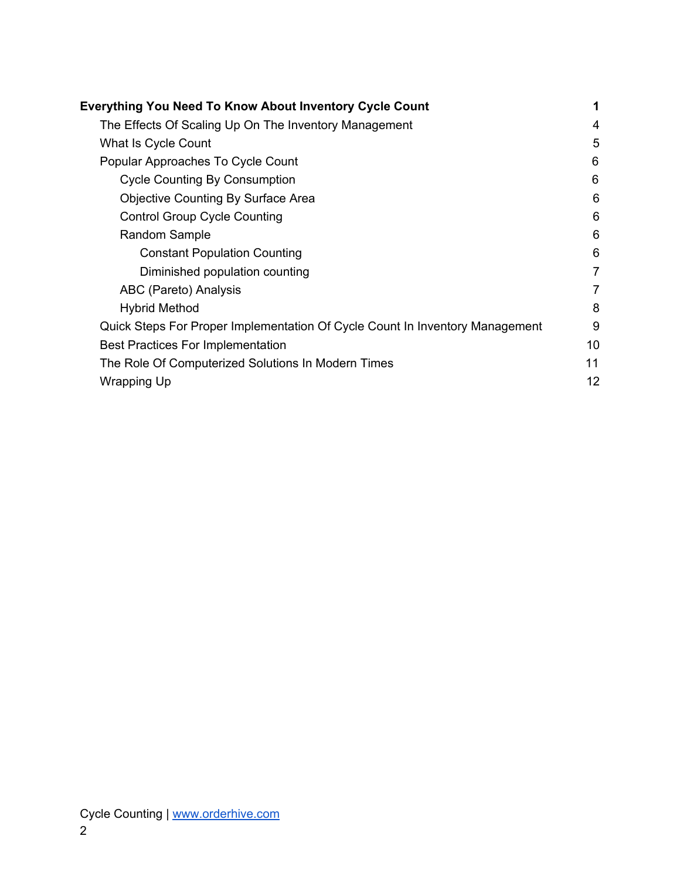**Everything You Need To Know About Inventory Cycle Count** 1

- The Effects Of Scaling Up On The Inventory Management 4
- What Is Cycle Count 5
- Popular Approaches To Cycle Count 6
  - Cycle Counting By Consumption 6
  - Objective Counting By Surface Area 6
  - Control Group Cycle Counting 6
  - Random Sample 6
    - Constant Population Counting 6
    - Diminished population counting 7
  - ABC (Pareto) Analysis 7
  - Hybrid Method 8
- Quick Steps For Proper Implementation Of Cycle Count In Inventory Management 9
- Best Practices For Implementation 10
- The Role Of Computerized Solutions In Modern Times 11
- Wrapping Up 12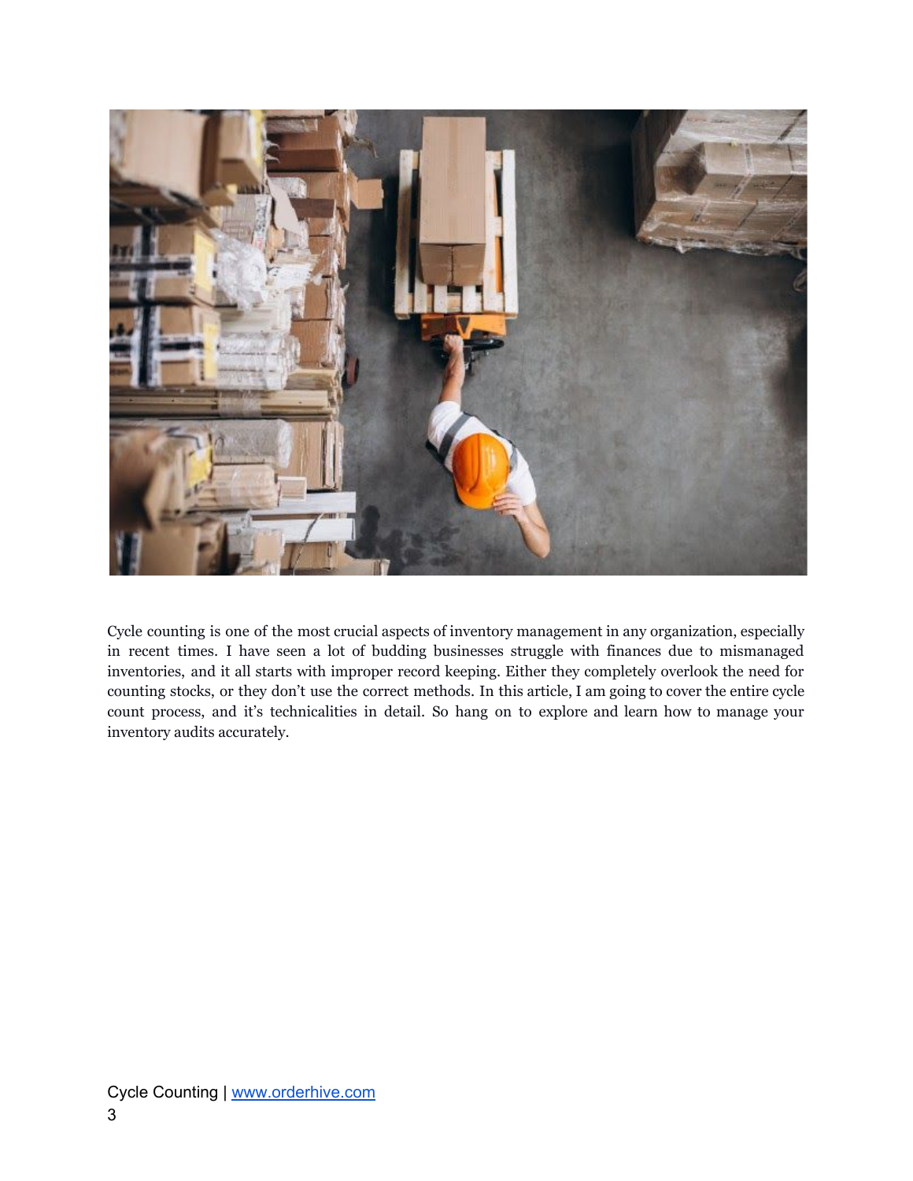Cycle counting is one of the most crucial aspects of inventory management in any organization, especially in recent times. I have seen a lot of budding businesses struggle with finances due to mismanaged inventories, and it all starts with improper record keeping. Either they completely overlook the need for counting stocks, or they don't use the correct methods. In this article, I am going to cover the entire cycle count process, and it's technicalities in detail. So hang on to explore and learn how to manage your inventory audits accurately.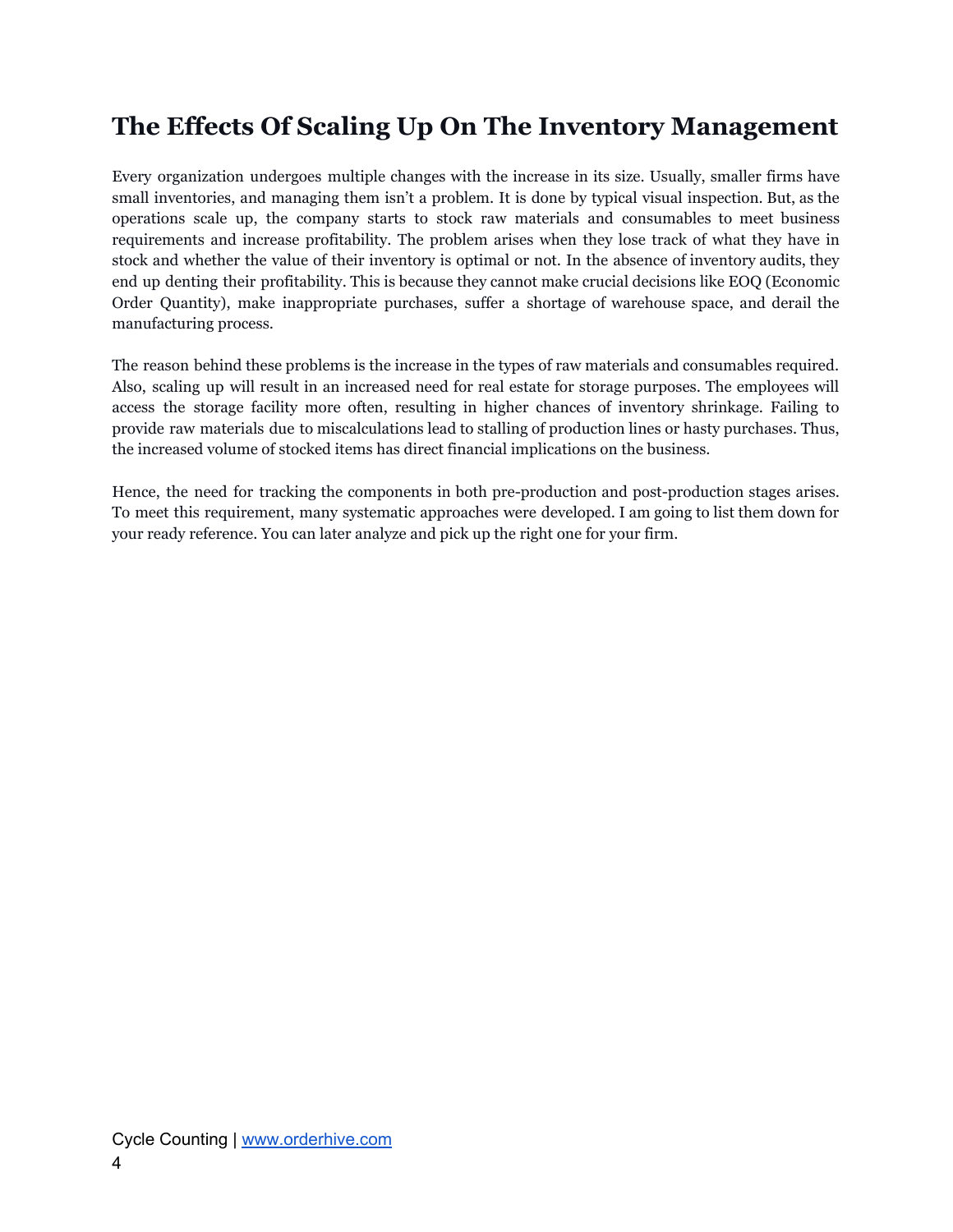## The Effects Of Scaling Up On The Inventory Management

Every organization undergoes multiple changes with the increase in its size. Usually, smaller firms have small inventories, and managing them isn't a problem. It is done by typical visual inspection. But, as the operations scale up, the company starts to stock raw materials and consumables to meet business requirements and increase profitability. The problem arises when they lose track of what they have in stock and whether the value of their inventory is optimal or not. In the absence of inventory audits, they end up denting their profitability. This is because they cannot make crucial decisions like EOQ (Economic Order Quantity), make inappropriate purchases, suffer a shortage of warehouse space, and derail the manufacturing process.

The reason behind these problems is the increase in the types of raw materials and consumables required. Also, scaling up will result in an increased need for real estate for storage purposes. The employees will access the storage facility more often, resulting in higher chances of inventory shrinkage. Failing to provide raw materials due to miscalculations lead to stalling of production lines or hasty purchases. Thus, the increased volume of stocked items has direct financial implications on the business.

Hence, the need for tracking the components in both pre-production and post-production stages arises. To meet this requirement, many systematic approaches were developed. I am going to list them down for your ready reference. You can later analyze and pick up the right one for your firm.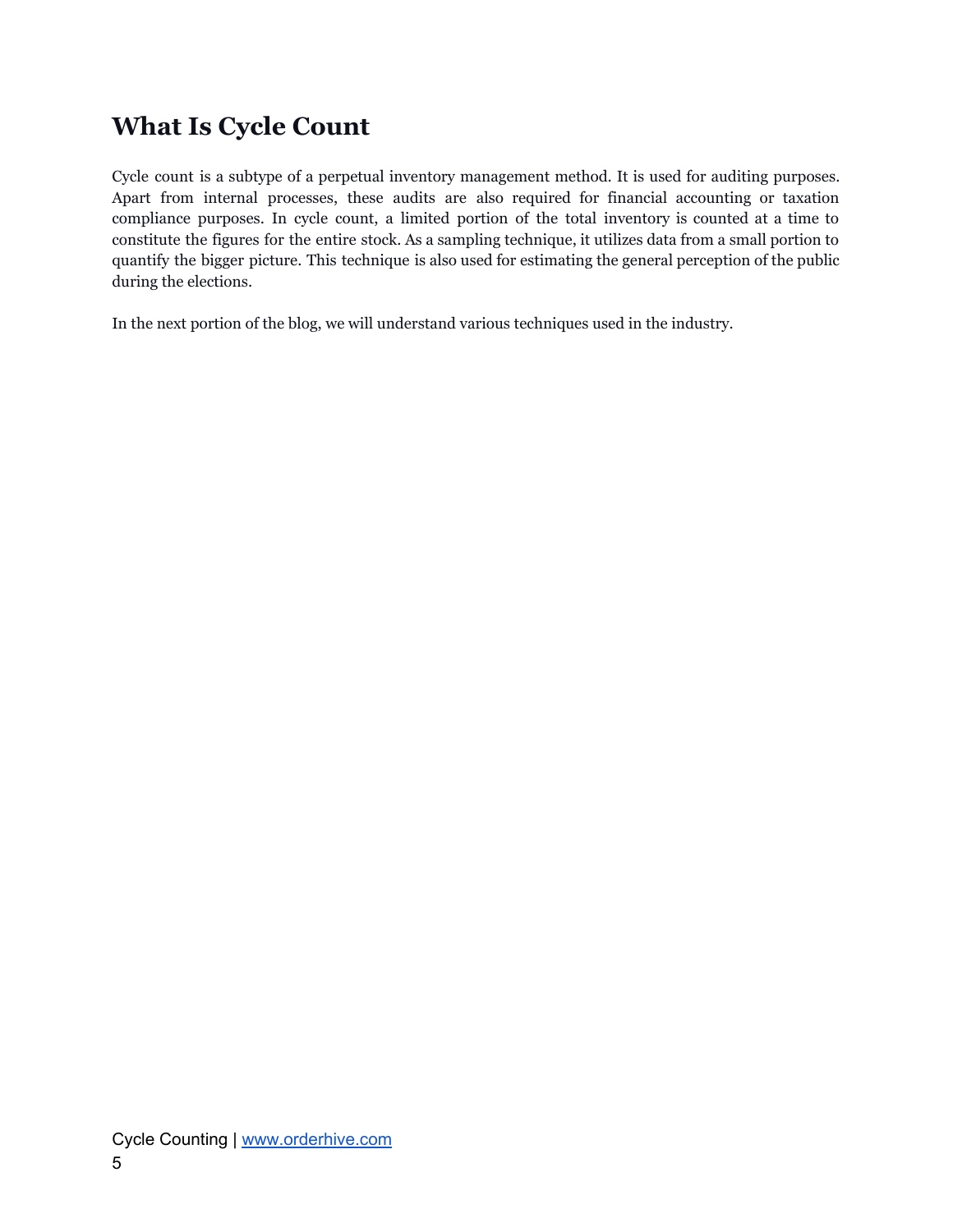## What Is Cycle Count

Cycle count is a subtype of a perpetual inventory management method. It is used for auditing purposes. Apart from internal processes, these audits are also required for financial accounting or taxation compliance purposes. In cycle count, a limited portion of the total inventory is counted at a time to constitute the figures for the entire stock. As a sampling technique, it utilizes data from a small portion to quantify the bigger picture. This technique is also used for estimating the general perception of the public during the elections.

In the next portion of the blog, we will understand various techniques used in the industry.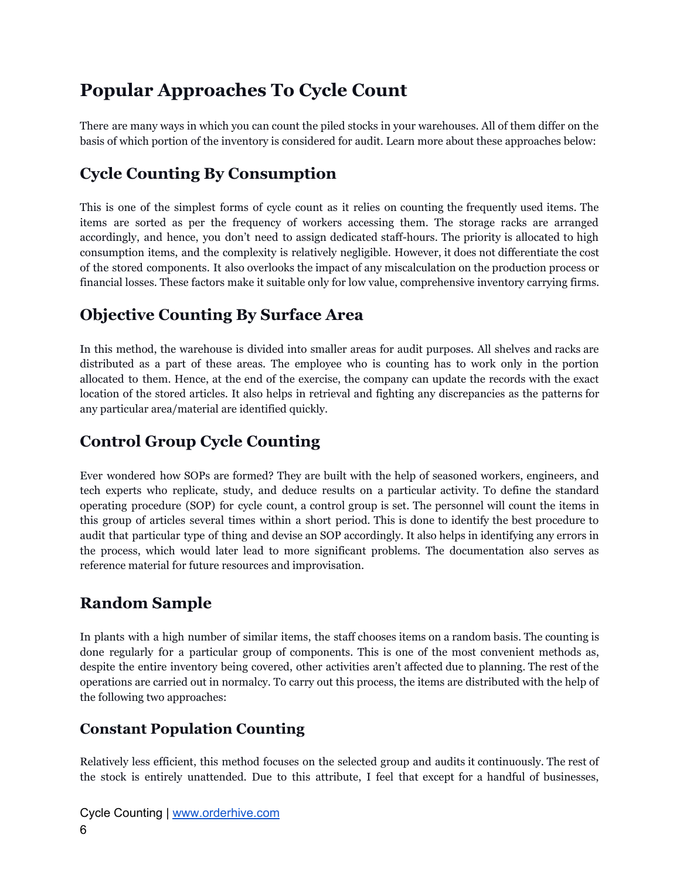# Popular Approaches To Cycle Count

There are many ways in which you can count the piled stocks in your warehouses. All of them differ on the basis of which portion of the inventory is considered for audit. Learn more about these approaches below:

## Cycle Counting By Consumption

This is one of the simplest forms of cycle count as it relies on counting the frequently used items. The items are sorted as per the frequency of workers accessing them. The storage racks are arranged accordingly, and hence, you don't need to assign dedicated staff-hours. The priority is allocated to high consumption items, and the complexity is relatively negligible. However, it does not differentiate the cost of the stored components. It also overlooks the impact of any miscalculation on the production process or financial losses. These factors make it suitable only for low value, comprehensive inventory carrying firms.

## Objective Counting By Surface Area

In this method, the warehouse is divided into smaller areas for audit purposes. All shelves and racks are distributed as a part of these areas. The employee who is counting has to work only in the portion allocated to them. Hence, at the end of the exercise, the company can update the records with the exact location of the stored articles. It also helps in retrieval and fighting any discrepancies as the patterns for any particular area/material are identified quickly.

## Control Group Cycle Counting

Ever wondered how SOPs are formed? They are built with the help of seasoned workers, engineers, and tech experts who replicate, study, and deduce results on a particular activity. To define the standard operating procedure (SOP) for cycle count, a control group is set. The personnel will count the items in this group of articles several times within a short period. This is done to identify the best procedure to audit that particular type of thing and devise an SOP accordingly. It also helps in identifying any errors in the process, which would later lead to more significant problems. The documentation also serves as reference material for future resources and improvisation.

## Random Sample

In plants with a high number of similar items, the staff chooses items on a random basis. The counting is done regularly for a particular group of components. This is one of the most convenient methods as, despite the entire inventory being covered, other activities aren't affected due to planning. The rest of the operations are carried out in normalcy. To carry out this process, the items are distributed with the help of the following two approaches:

## Constant Population Counting

Relatively less efficient, this method focuses on the selected group and audits it continuously. The rest of the stock is entirely unattended. Due to this attribute, I feel that except for a handful of businesses,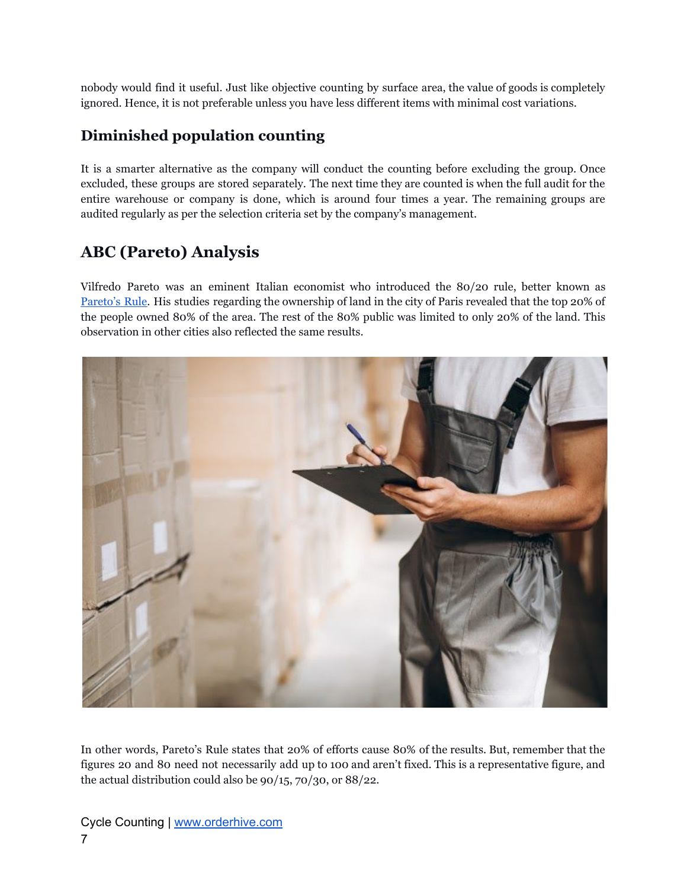nobody would find it useful. Just like objective counting by surface area, the value of goods is completely ignored. Hence, it is not preferable unless you have less different items with minimal cost variations.

## Diminished population counting

It is a smarter alternative as the company will conduct the counting before excluding the group. Once excluded, these groups are stored separately. The next time they are counted is when the full audit for the entire warehouse or company is done, which is around four times a year. The remaining groups are audited regularly as per the selection criteria set by the company's management.

## ABC (Pareto) Analysis

Vilfredo Pareto was an eminent Italian economist who introduced the 80/20 rule, better known as Pareto's Rule. His studies regarding the ownership of land in the city of Paris revealed that the top 20% of the people owned 80% of the area. The rest of the 80% public was limited to only 20% of the land. This observation in other cities also reflected the same results.

In other words, Pareto's Rule states that 20% of efforts cause 80% of the results. But, remember that the figures 20 and 80 need not necessarily add up to 100 and aren't fixed. This is a representative figure, and the actual distribution could also be 90/15, 70/30, or 88/22.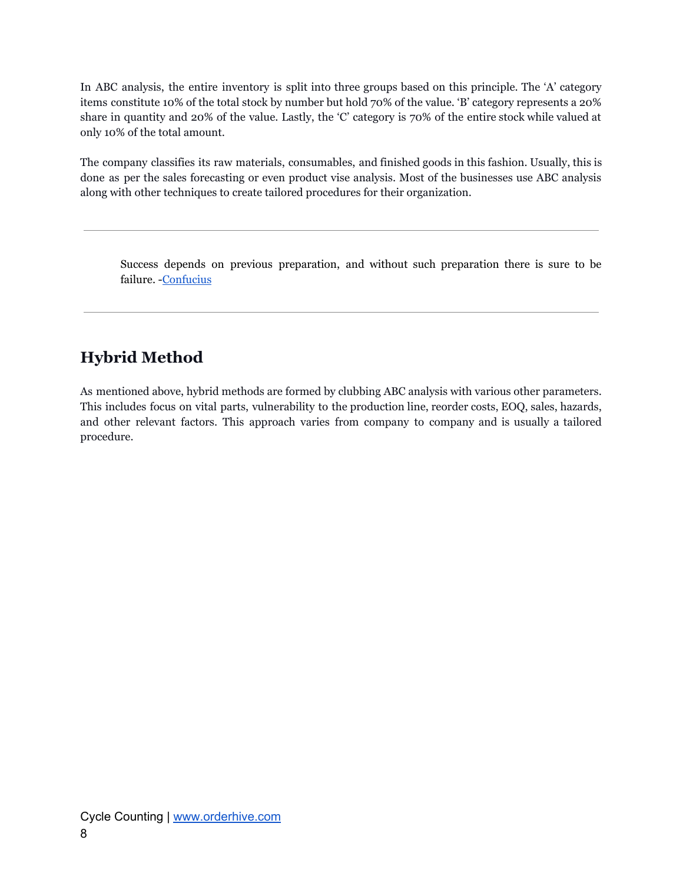In ABC analysis, the entire inventory is split into three groups based on this principle. The 'A' category items constitute 10% of the total stock by number but hold 70% of the value. 'B' category represents a 20% share in quantity and 20% of the value. Lastly, the 'C' category is 70% of the entire stock while valued at only 10% of the total amount.

The company classifies its raw materials, consumables, and finished goods in this fashion. Usually, this is done as per the sales forecasting or even product vise analysis. Most of the businesses use ABC analysis along with other techniques to create tailored procedures for their organization.

---

> Success depends on previous preparation, and without such preparation there is sure to be failure. -Confucius

---

## Hybrid Method

As mentioned above, hybrid methods are formed by clubbing ABC analysis with various other parameters. This includes focus on vital parts, vulnerability to the production line, reorder costs, EOQ, sales, hazards, and other relevant factors. This approach varies from company to company and is usually a tailored procedure.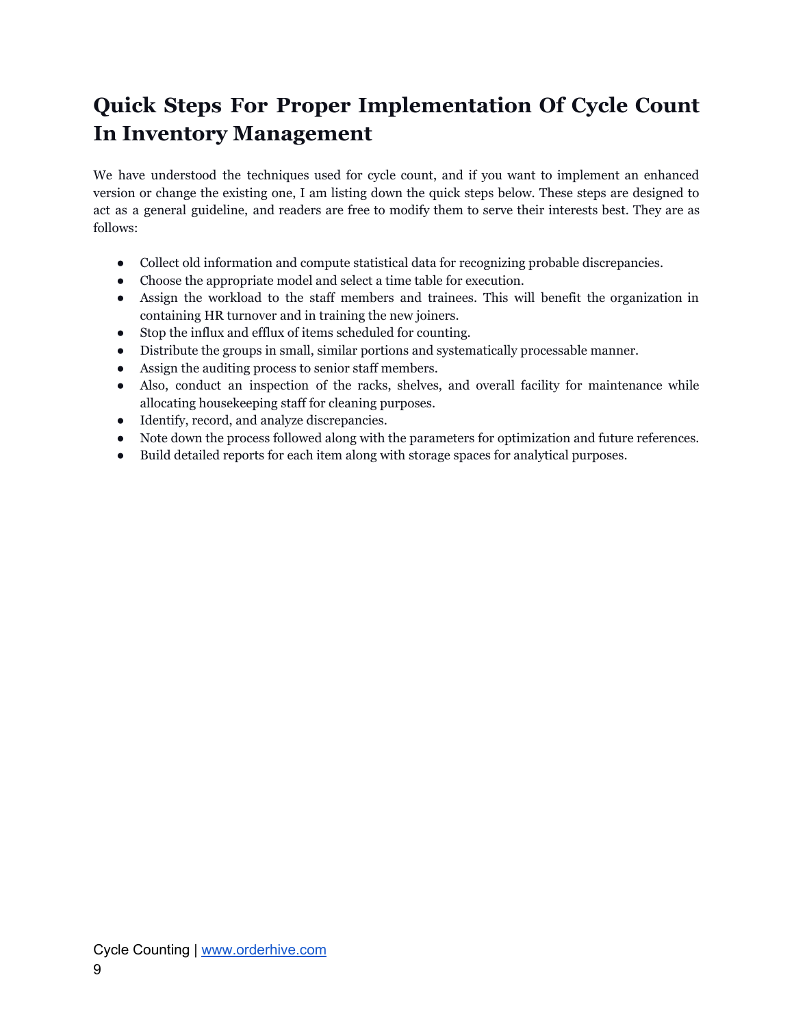# Quick Steps For Proper Implementation Of Cycle Count In Inventory Management

We have understood the techniques used for cycle count, and if you want to implement an enhanced version or change the existing one, I am listing down the quick steps below. These steps are designed to act as a general guideline, and readers are free to modify them to serve their interests best. They are as follows:

- Collect old information and compute statistical data for recognizing probable discrepancies.
- Choose the appropriate model and select a time table for execution.
- Assign the workload to the staff members and trainees. This will benefit the organization in containing HR turnover and in training the new joiners.
- Stop the influx and efflux of items scheduled for counting.
- Distribute the groups in small, similar portions and systematically processable manner.
- Assign the auditing process to senior staff members.
- Also, conduct an inspection of the racks, shelves, and overall facility for maintenance while allocating housekeeping staff for cleaning purposes.
- Identify, record, and analyze discrepancies.
- Note down the process followed along with the parameters for optimization and future references.
- Build detailed reports for each item along with storage spaces for analytical purposes.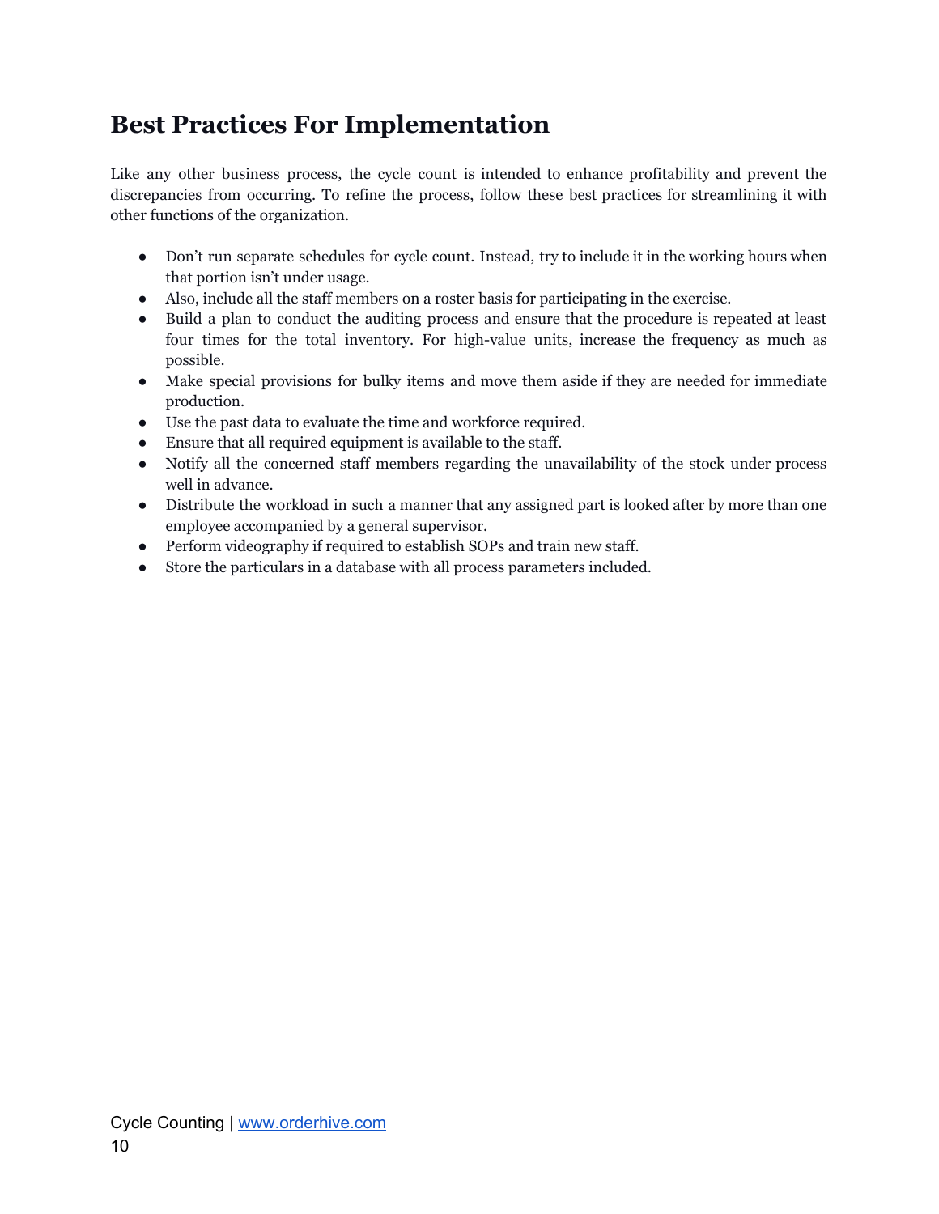## Best Practices For Implementation

Like any other business process, the cycle count is intended to enhance profitability and prevent the discrepancies from occurring. To refine the process, follow these best practices for streamlining it with other functions of the organization.

- Don't run separate schedules for cycle count. Instead, try to include it in the working hours when that portion isn't under usage.
- Also, include all the staff members on a roster basis for participating in the exercise.
- Build a plan to conduct the auditing process and ensure that the procedure is repeated at least four times for the total inventory. For high-value units, increase the frequency as much as possible.
- Make special provisions for bulky items and move them aside if they are needed for immediate production.
- Use the past data to evaluate the time and workforce required.
- Ensure that all required equipment is available to the staff.
- Notify all the concerned staff members regarding the unavailability of the stock under process well in advance.
- Distribute the workload in such a manner that any assigned part is looked after by more than one employee accompanied by a general supervisor.
- Perform videography if required to establish SOPs and train new staff.
- Store the particulars in a database with all process parameters included.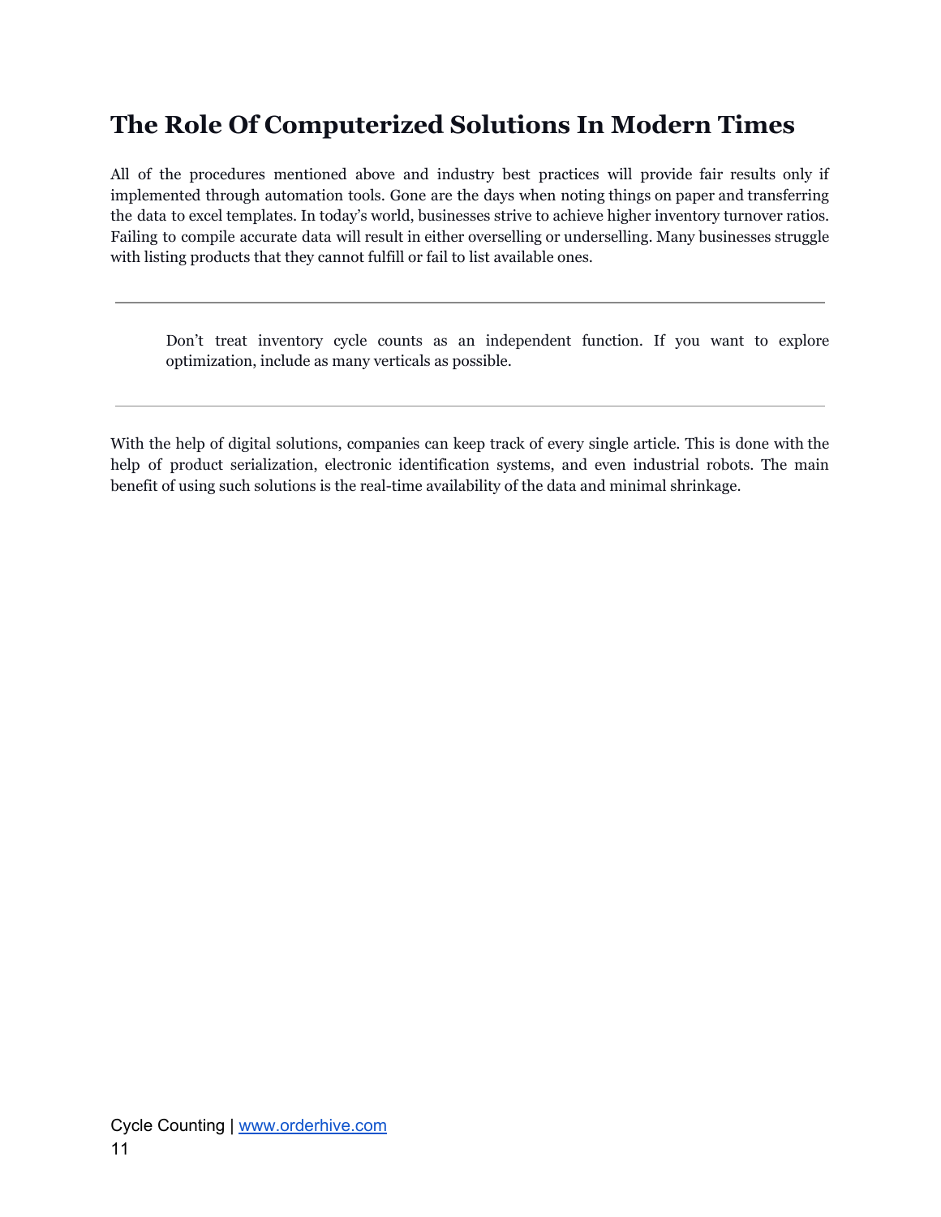## The Role Of Computerized Solutions In Modern Times

All of the procedures mentioned above and industry best practices will provide fair results only if implemented through automation tools. Gone are the days when noting things on paper and transferring the data to excel templates. In today's world, businesses strive to achieve higher inventory turnover ratios. Failing to compile accurate data will result in either overselling or underselling. Many businesses struggle with listing products that they cannot fulfill or fail to list available ones.

---

> Don't treat inventory cycle counts as an independent function. If you want to explore optimization, include as many verticals as possible.

---

With the help of digital solutions, companies can keep track of every single article. This is done with the help of product serialization, electronic identification systems, and even industrial robots. The main benefit of using such solutions is the real-time availability of the data and minimal shrinkage.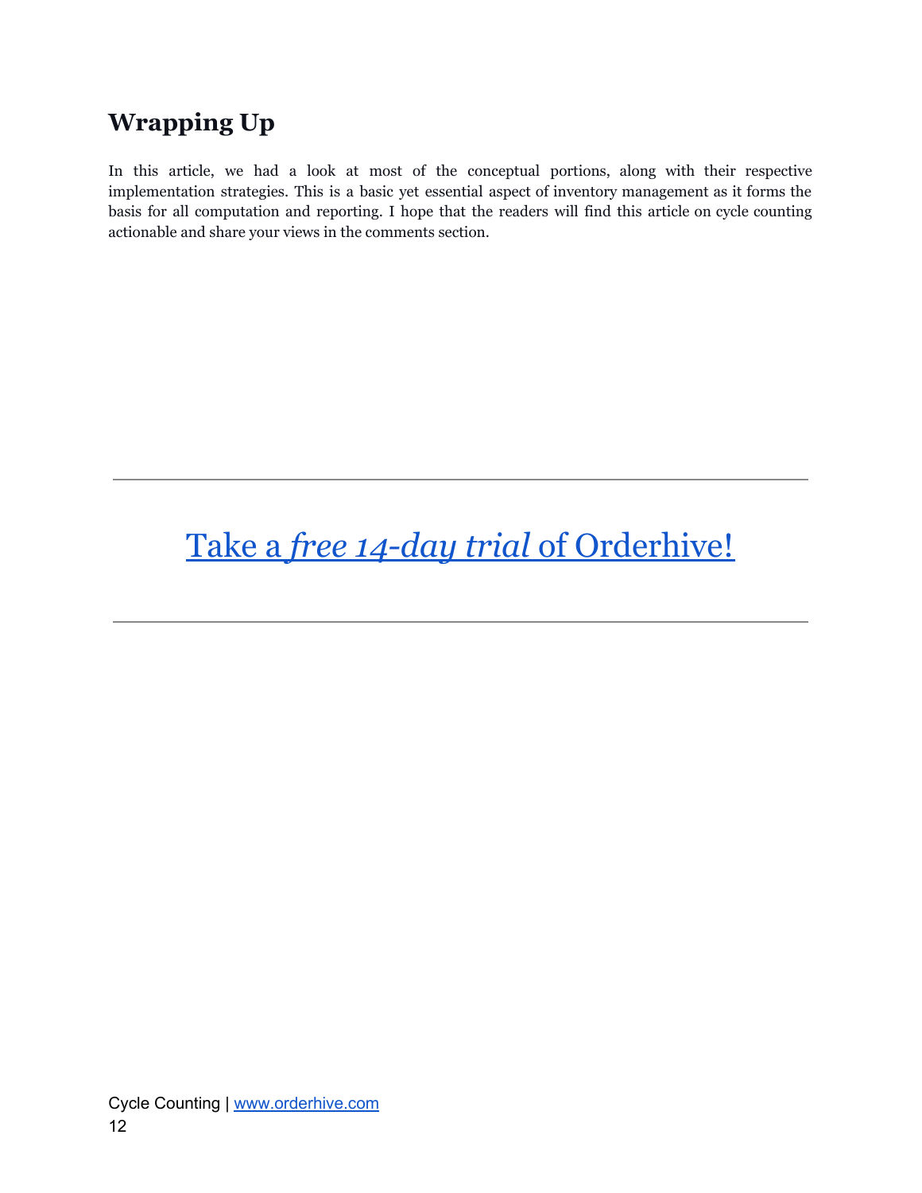## Wrapping Up

In this article, we had a look at most of the conceptual portions, along with their respective implementation strategies. This is a basic yet essential aspect of inventory management as it forms the basis for all computation and reporting. I hope that the readers will find this article on cycle counting actionable and share your views in the comments section.

---

# Take a *free 14-day trial* of Orderhive!

---